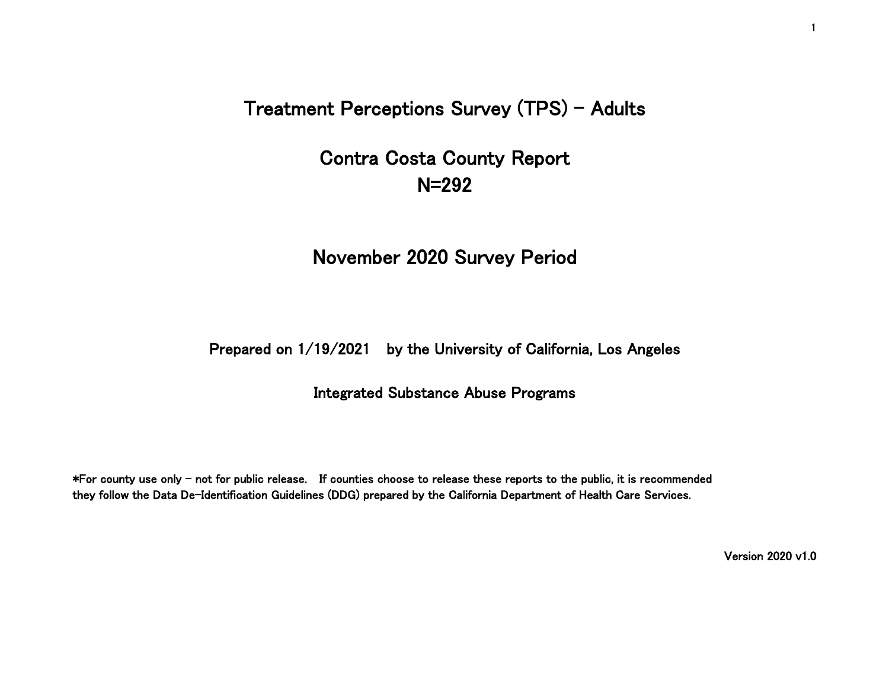# Treatment Perceptions Survey (TPS) - Adults

# Contra Costa County Report
# N=292

## November 2020 Survey Period

Prepared on 1/19/2021 by the University of California, Los Angeles

Integrated Substance Abuse Programs

*For county use only - not for public release. If counties choose to release these reports to the public, it is recommended they follow the Data De-Identification Guidelines (DDG) prepared by the California Department of Health Care Services.

Version 2020 v1.0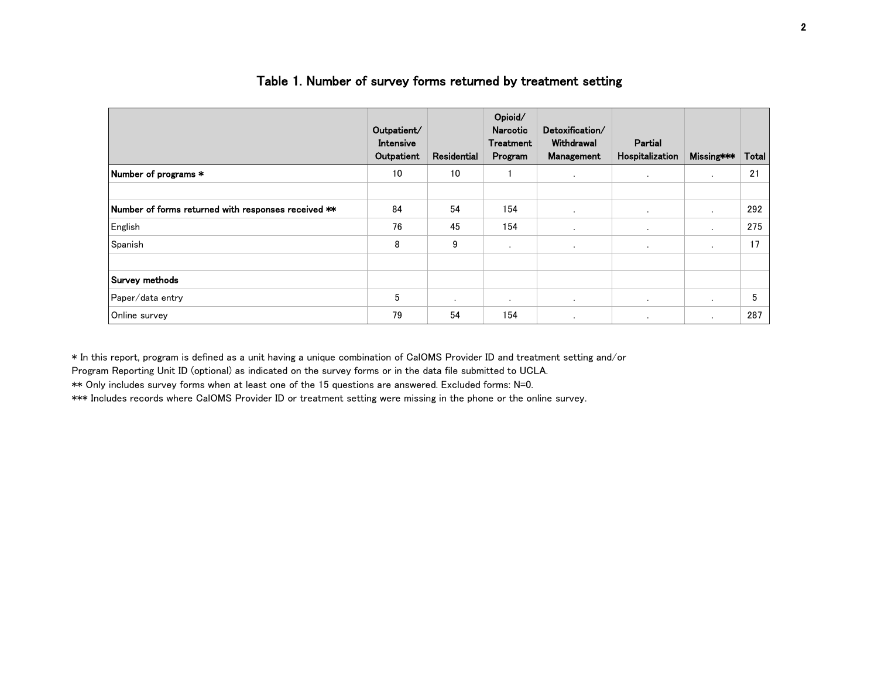# Table 1. Number of survey forms returned by treatment setting

| | Outpatient/ Intensive Outpatient | Residential | Opioid/ Narcotic Treatment Program | Detoxification/ Withdrawal Management | Partial Hospitalization | Missing*** | Total |
|---|---|---|---|---|---|---|---|
| **Number of programs *** | 10 | 10 | 1 | . | . | . | 21 |
| | | | | | | | |
| **Number of forms returned with responses received **** | 84 | 54 | 154 | . | . | . | 292 |
| English | 76 | 45 | 154 | . | . | . | 275 |
| Spanish | 8 | 9 | . | . | . | . | 17 |
| | | | | | | | |
| **Survey methods** | | | | | | | |
| Paper/data entry | 5 | . | . | . | . | . | 5 |
| Online survey | 79 | 54 | 154 | . | . | . | 287 |

* In this report, program is defined as a unit having a unique combination of CalOMS Provider ID and treatment setting and/or Program Reporting Unit ID (optional) as indicated on the survey forms or in the data file submitted to UCLA.

** Only includes survey forms when at least one of the 15 questions are answered. Excluded forms: N=0.

*** Includes records where CalOMS Provider ID or treatment setting were missing in the phone or the online survey.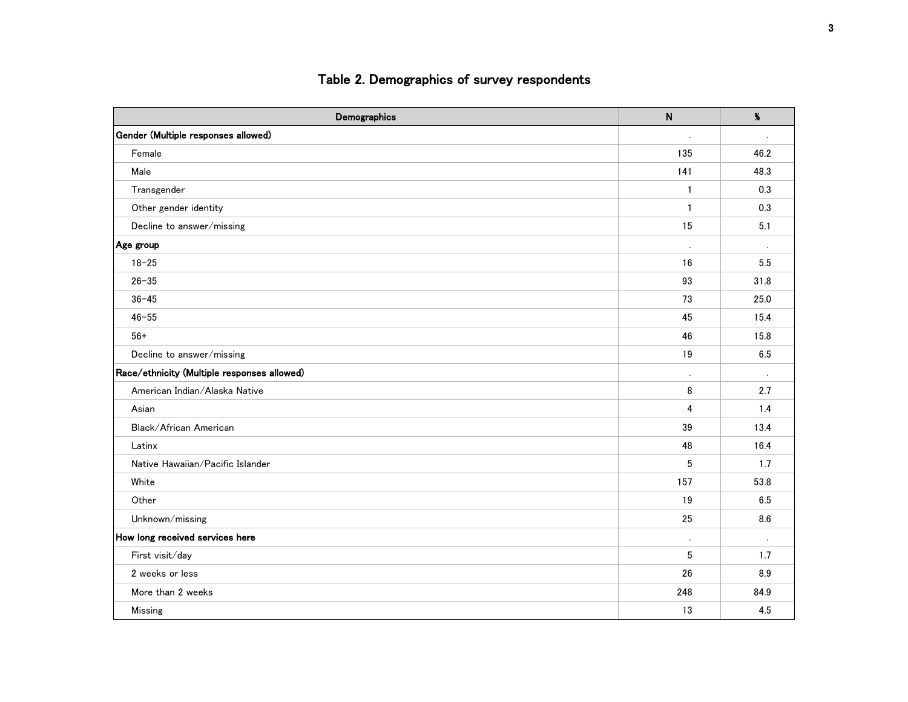## Table 2. Demographics of survey respondents

| Demographics | N | % |
|---|---|---|
| **Gender (Multiple responses allowed)** | . | . |
| Female | 135 | 46.2 |
| Male | 141 | 48.3 |
| Transgender | 1 | 0.3 |
| Other gender identity | 1 | 0.3 |
| Decline to answer/missing | 15 | 5.1 |
| **Age group** | . | . |
| 18-25 | 16 | 5.5 |
| 26-35 | 93 | 31.8 |
| 36-45 | 73 | 25.0 |
| 46-55 | 45 | 15.4 |
| 56+ | 46 | 15.8 |
| Decline to answer/missing | 19 | 6.5 |
| **Race/ethnicity (Multiple responses allowed)** | . | . |
| American Indian/Alaska Native | 8 | 2.7 |
| Asian | 4 | 1.4 |
| Black/African American | 39 | 13.4 |
| Latinx | 48 | 16.4 |
| Native Hawaiian/Pacific Islander | 5 | 1.7 |
| White | 157 | 53.8 |
| Other | 19 | 6.5 |
| Unknown/missing | 25 | 8.6 |
| **How long received services here** | . | . |
| First visit/day | 5 | 1.7 |
| 2 weeks or less | 26 | 8.9 |
| More than 2 weeks | 248 | 84.9 |
| Missing | 13 | 4.5 |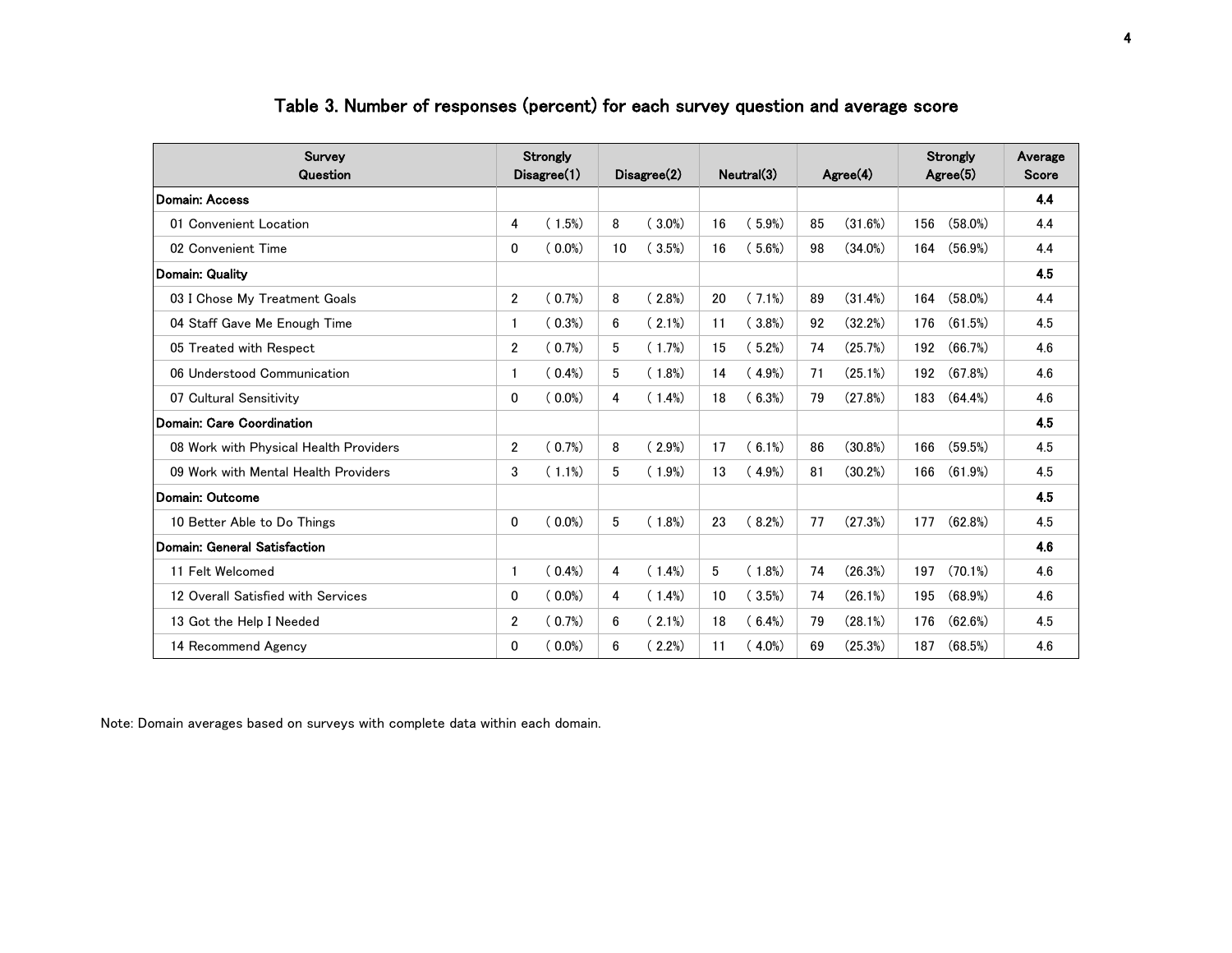## Table 3. Number of responses (percent) for each survey question and average score

| Survey Question | Strongly Disagree(1) | | Disagree(2) | | Neutral(3) | | Agree(4) | | Strongly Agree(5) | | Average Score |
|---|---|---|---|---|---|---|---|---|---|---|---|
| **Domain: Access** | | | | | | | | | | | **4.4** |
| 01 Convenient Location | 4 | ( 1.5%) | 8 | ( 3.0%) | 16 | ( 5.9%) | 85 | (31.6%) | 156 | (58.0%) | 4.4 |
| 02 Convenient Time | 0 | ( 0.0%) | 10 | ( 3.5%) | 16 | ( 5.6%) | 98 | (34.0%) | 164 | (56.9%) | 4.4 |
| **Domain: Quality** | | | | | | | | | | | **4.5** |
| 03 I Chose My Treatment Goals | 2 | ( 0.7%) | 8 | ( 2.8%) | 20 | ( 7.1%) | 89 | (31.4%) | 164 | (58.0%) | 4.4 |
| 04 Staff Gave Me Enough Time | 1 | ( 0.3%) | 6 | ( 2.1%) | 11 | ( 3.8%) | 92 | (32.2%) | 176 | (61.5%) | 4.5 |
| 05 Treated with Respect | 2 | ( 0.7%) | 5 | ( 1.7%) | 15 | ( 5.2%) | 74 | (25.7%) | 192 | (66.7%) | 4.6 |
| 06 Understood Communication | 1 | ( 0.4%) | 5 | ( 1.8%) | 14 | ( 4.9%) | 71 | (25.1%) | 192 | (67.8%) | 4.6 |
| 07 Cultural Sensitivity | 0 | ( 0.0%) | 4 | ( 1.4%) | 18 | ( 6.3%) | 79 | (27.8%) | 183 | (64.4%) | 4.6 |
| **Domain: Care Coordination** | | | | | | | | | | | **4.5** |
| 08 Work with Physical Health Providers | 2 | ( 0.7%) | 8 | ( 2.9%) | 17 | ( 6.1%) | 86 | (30.8%) | 166 | (59.5%) | 4.5 |
| 09 Work with Mental Health Providers | 3 | ( 1.1%) | 5 | ( 1.9%) | 13 | ( 4.9%) | 81 | (30.2%) | 166 | (61.9%) | 4.5 |
| **Domain: Outcome** | | | | | | | | | | | **4.5** |
| 10 Better Able to Do Things | 0 | ( 0.0%) | 5 | ( 1.8%) | 23 | ( 8.2%) | 77 | (27.3%) | 177 | (62.8%) | 4.5 |
| **Domain: General Satisfaction** | | | | | | | | | | | **4.6** |
| 11 Felt Welcomed | 1 | ( 0.4%) | 4 | ( 1.4%) | 5 | ( 1.8%) | 74 | (26.3%) | 197 | (70.1%) | 4.6 |
| 12 Overall Satisfied with Services | 0 | ( 0.0%) | 4 | ( 1.4%) | 10 | ( 3.5%) | 74 | (26.1%) | 195 | (68.9%) | 4.6 |
| 13 Got the Help I Needed | 2 | ( 0.7%) | 6 | ( 2.1%) | 18 | ( 6.4%) | 79 | (28.1%) | 176 | (62.6%) | 4.5 |
| 14 Recommend Agency | 0 | ( 0.0%) | 6 | ( 2.2%) | 11 | ( 4.0%) | 69 | (25.3%) | 187 | (68.5%) | 4.6 |

Note: Domain averages based on surveys with complete data within each domain.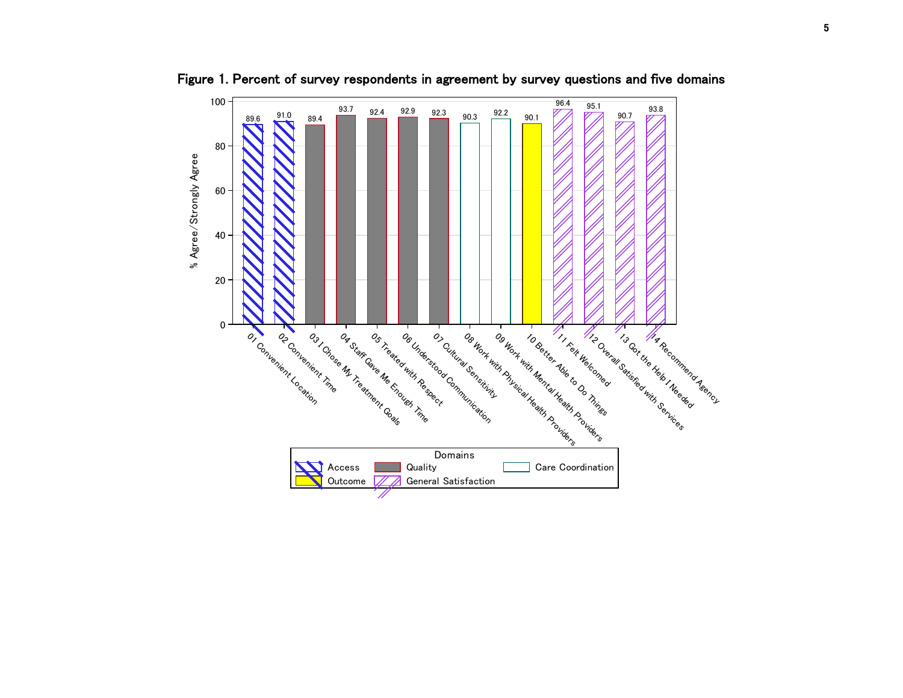**Figure 1. Percent of survey respondents in agreement by survey questions and five domains**

| Survey Question | Domain | % Agree/Strongly Agree |
|---|---|---|
| 01 Convenient Location | Access | 89.6 |
| 02 Convenient Time | Access | 91.0 |
| 03 I Chose My Treatment Goals | Quality | 89.4 |
| 04 Staff Gave Me Enough Time | Quality | 93.7 |
| 05 Treated with Respect | Quality | 92.4 |
| 06 Understood Communication | Quality | 92.9 |
| 07 Cultural Sensitivity | Quality | 92.3 |
| 08 Work with Physical Health Providers | Care Coordination | 90.3 |
| 09 Work with Mental Health Providers | Care Coordination | 92.2 |
| 10 Better Able to Do Things | Outcome | 90.1 |
| 11 Felt Welcomed | General Satisfaction | 96.4 |
| 12 Overall Satisfied with Services | General Satisfaction | 95.1 |
| 13 Got the Help I Needed | General Satisfaction | 90.7 |
| 14 Recommend Agency | General Satisfaction | 93.8 |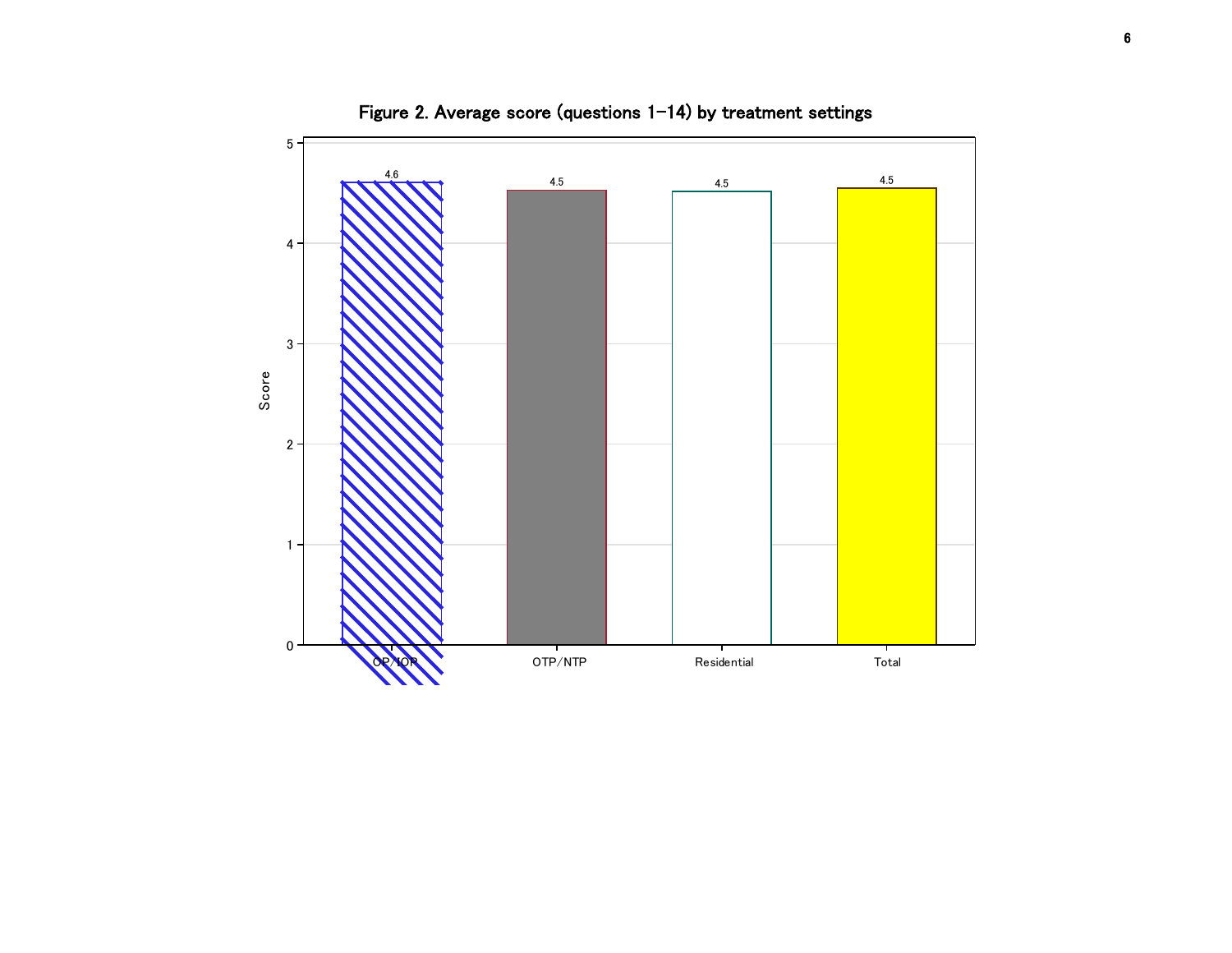Figure 2. Average score (questions 1-14) by treatment settings

| Treatment setting | Score |
|---|---|
| OP/IOP | 4.6 |
| OTP/NTP | 4.5 |
| Residential | 4.5 |
| Total | 4.5 |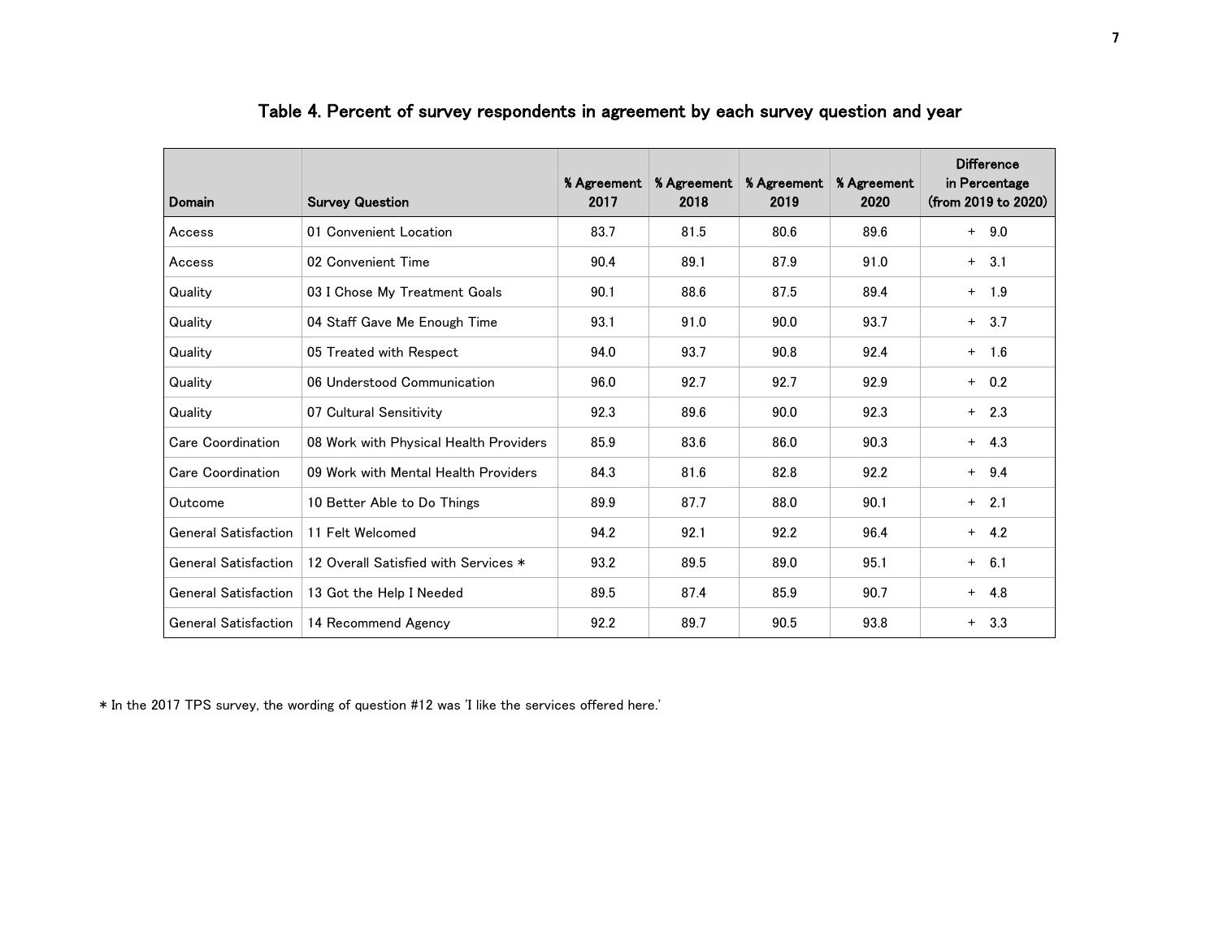## Table 4. Percent of survey respondents in agreement by each survey question and year

| Domain | Survey Question | % Agreement 2017 | % Agreement 2018 | % Agreement 2019 | % Agreement 2020 | Difference in Percentage (from 2019 to 2020) |
|---|---|---|---|---|---|---|
| Access | 01 Convenient Location | 83.7 | 81.5 | 80.6 | 89.6 | + 9.0 |
| Access | 02 Convenient Time | 90.4 | 89.1 | 87.9 | 91.0 | + 3.1 |
| Quality | 03 I Chose My Treatment Goals | 90.1 | 88.6 | 87.5 | 89.4 | + 1.9 |
| Quality | 04 Staff Gave Me Enough Time | 93.1 | 91.0 | 90.0 | 93.7 | + 3.7 |
| Quality | 05 Treated with Respect | 94.0 | 93.7 | 90.8 | 92.4 | + 1.6 |
| Quality | 06 Understood Communication | 96.0 | 92.7 | 92.7 | 92.9 | + 0.2 |
| Quality | 07 Cultural Sensitivity | 92.3 | 89.6 | 90.0 | 92.3 | + 2.3 |
| Care Coordination | 08 Work with Physical Health Providers | 85.9 | 83.6 | 86.0 | 90.3 | + 4.3 |
| Care Coordination | 09 Work with Mental Health Providers | 84.3 | 81.6 | 82.8 | 92.2 | + 9.4 |
| Outcome | 10 Better Able to Do Things | 89.9 | 87.7 | 88.0 | 90.1 | + 2.1 |
| General Satisfaction | 11 Felt Welcomed | 94.2 | 92.1 | 92.2 | 96.4 | + 4.2 |
| General Satisfaction | 12 Overall Satisfied with Services * | 93.2 | 89.5 | 89.0 | 95.1 | + 6.1 |
| General Satisfaction | 13 Got the Help I Needed | 89.5 | 87.4 | 85.9 | 90.7 | + 4.8 |
| General Satisfaction | 14 Recommend Agency | 92.2 | 89.7 | 90.5 | 93.8 | + 3.3 |

* In the 2017 TPS survey, the wording of question #12 was 'I like the services offered here.'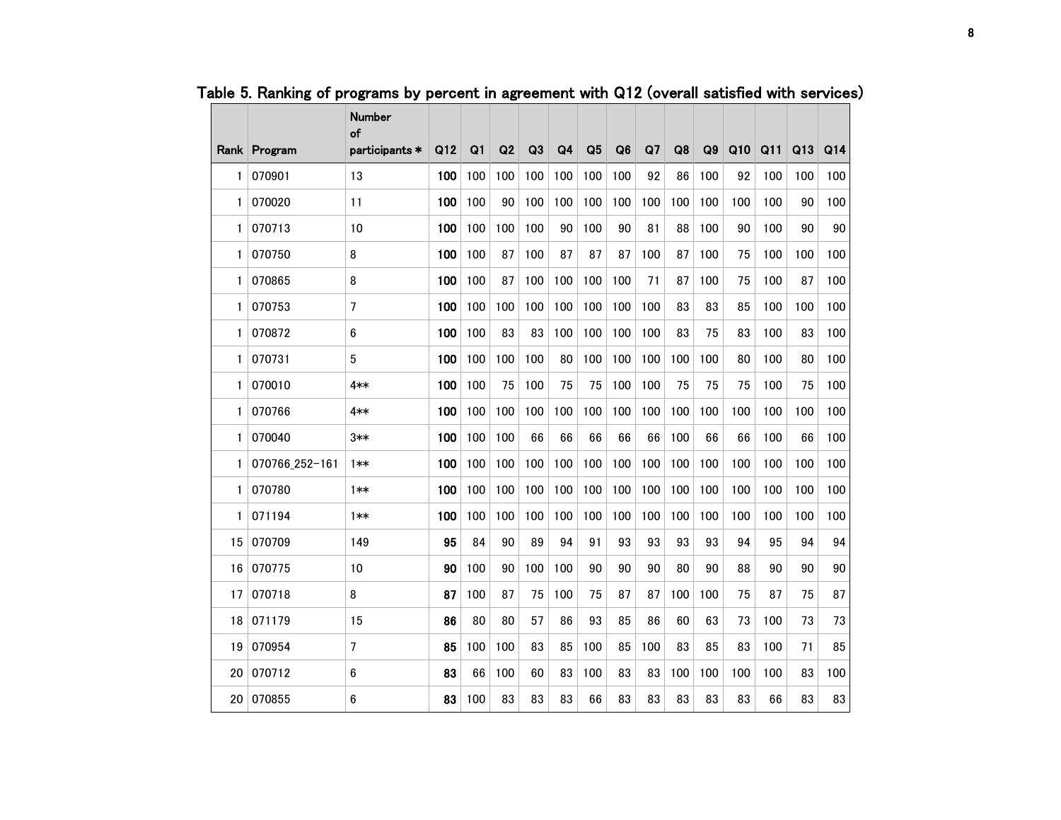# Table 5. Ranking of programs by percent in agreement with Q12 (overall satisfied with services)

| Rank | Program | Number of participants * | Q12 | Q1 | Q2 | Q3 | Q4 | Q5 | Q6 | Q7 | Q8 | Q9 | Q10 | Q11 | Q13 | Q14 |
|---|---|---|---|---|---|---|---|---|---|---|---|---|---|---|---|---|
| 1 | 070901 | 13 | **100** | 100 | 100 | 100 | 100 | 100 | 100 | 92 | 86 | 100 | 92 | 100 | 100 | 100 |
| 1 | 070020 | 11 | **100** | 100 | 90 | 100 | 100 | 100 | 100 | 100 | 100 | 100 | 100 | 100 | 90 | 100 |
| 1 | 070713 | 10 | **100** | 100 | 100 | 100 | 90 | 100 | 90 | 81 | 88 | 100 | 90 | 100 | 90 | 90 |
| 1 | 070750 | 8 | **100** | 100 | 87 | 100 | 87 | 87 | 87 | 100 | 87 | 100 | 75 | 100 | 100 | 100 |
| 1 | 070865 | 8 | **100** | 100 | 87 | 100 | 100 | 100 | 100 | 71 | 87 | 100 | 75 | 100 | 87 | 100 |
| 1 | 070753 | 7 | **100** | 100 | 100 | 100 | 100 | 100 | 100 | 100 | 83 | 83 | 85 | 100 | 100 | 100 |
| 1 | 070872 | 6 | **100** | 100 | 83 | 83 | 100 | 100 | 100 | 100 | 83 | 75 | 83 | 100 | 83 | 100 |
| 1 | 070731 | 5 | **100** | 100 | 100 | 100 | 80 | 100 | 100 | 100 | 100 | 100 | 80 | 100 | 80 | 100 |
| 1 | 070010 | 4** | **100** | 100 | 75 | 100 | 75 | 75 | 100 | 100 | 75 | 75 | 75 | 100 | 75 | 100 |
| 1 | 070766 | 4** | **100** | 100 | 100 | 100 | 100 | 100 | 100 | 100 | 100 | 100 | 100 | 100 | 100 | 100 |
| 1 | 070040 | 3** | **100** | 100 | 100 | 66 | 66 | 66 | 66 | 66 | 100 | 66 | 66 | 100 | 66 | 100 |
| 1 | 070766_252-161 | 1** | **100** | 100 | 100 | 100 | 100 | 100 | 100 | 100 | 100 | 100 | 100 | 100 | 100 | 100 |
| 1 | 070780 | 1** | **100** | 100 | 100 | 100 | 100 | 100 | 100 | 100 | 100 | 100 | 100 | 100 | 100 | 100 |
| 1 | 071194 | 1** | **100** | 100 | 100 | 100 | 100 | 100 | 100 | 100 | 100 | 100 | 100 | 100 | 100 | 100 |
| 15 | 070709 | 149 | **95** | 84 | 90 | 89 | 94 | 91 | 93 | 93 | 93 | 93 | 94 | 95 | 94 | 94 |
| 16 | 070775 | 10 | **90** | 100 | 90 | 100 | 100 | 90 | 90 | 90 | 80 | 90 | 88 | 90 | 90 | 90 |
| 17 | 070718 | 8 | **87** | 100 | 87 | 75 | 100 | 75 | 87 | 87 | 100 | 100 | 75 | 87 | 75 | 87 |
| 18 | 071179 | 15 | **86** | 80 | 80 | 57 | 86 | 93 | 85 | 86 | 60 | 63 | 73 | 100 | 73 | 73 |
| 19 | 070954 | 7 | **85** | 100 | 100 | 83 | 85 | 100 | 85 | 100 | 83 | 85 | 83 | 100 | 71 | 85 |
| 20 | 070712 | 6 | **83** | 66 | 100 | 60 | 83 | 100 | 83 | 83 | 100 | 100 | 100 | 100 | 83 | 100 |
| 20 | 070855 | 6 | **83** | 100 | 83 | 83 | 83 | 66 | 83 | 83 | 83 | 83 | 83 | 66 | 83 | 83 |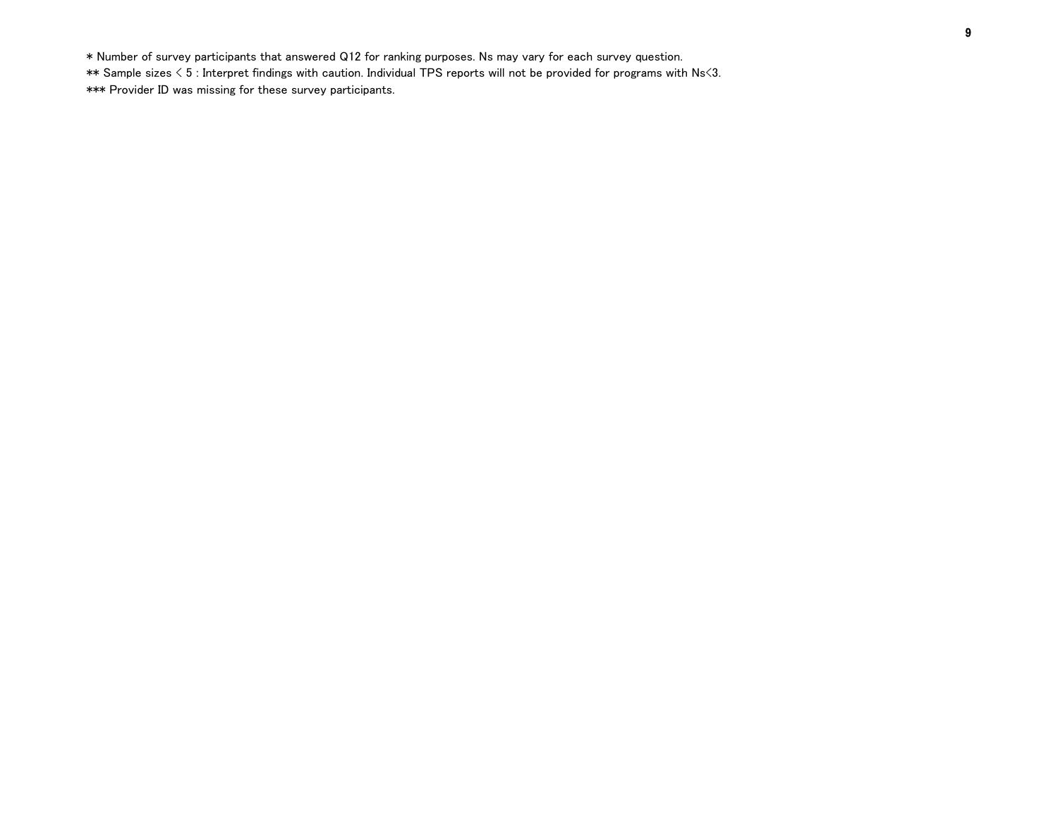* Number of survey participants that answered Q12 for ranking purposes. Ns may vary for each survey question.

** Sample sizes < 5 : Interpret findings with caution. Individual TPS reports will not be provided for programs with Ns<3.

*** Provider ID was missing for these survey participants.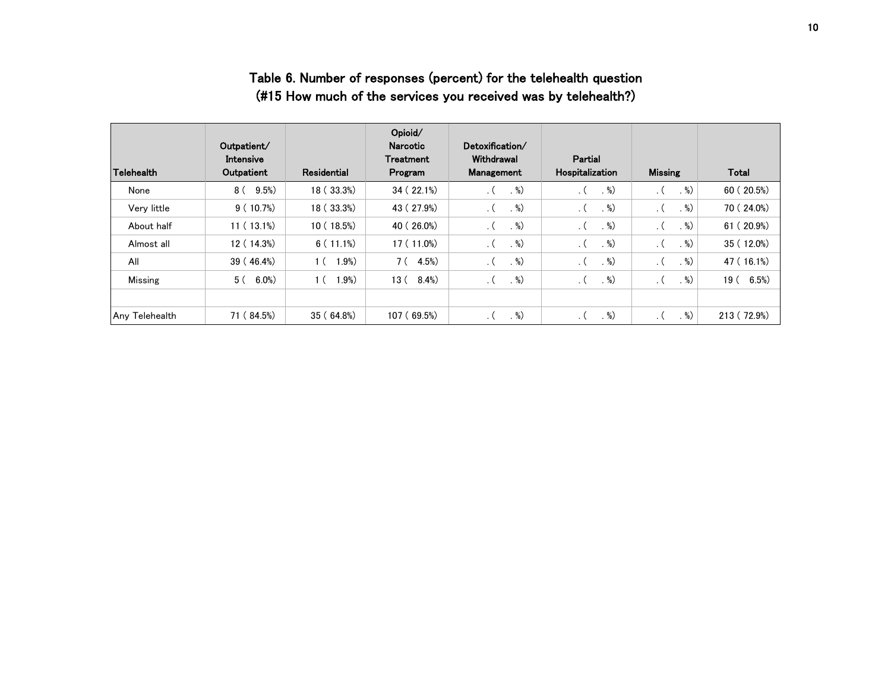# Table 6. Number of responses (percent) for the telehealth question (#15 How much of the services you received was by telehealth?)

| Telehealth | Outpatient/ Intensive Outpatient | Residential | Opioid/ Narcotic Treatment Program | Detoxification/ Withdrawal Management | Partial Hospitalization | Missing | Total |
|---|---|---|---|---|---|---|---|
| None | 8 ( 9.5%) | 18 ( 33.3%) | 34 ( 22.1%) | . ( . %) | . ( . %) | . ( . %) | 60 ( 20.5%) |
| Very little | 9 ( 10.7%) | 18 ( 33.3%) | 43 ( 27.9%) | . ( . %) | . ( . %) | . ( . %) | 70 ( 24.0%) |
| About half | 11 ( 13.1%) | 10 ( 18.5%) | 40 ( 26.0%) | . ( . %) | . ( . %) | . ( . %) | 61 ( 20.9%) |
| Almost all | 12 ( 14.3%) | 6 ( 11.1%) | 17 ( 11.0%) | . ( . %) | . ( . %) | . ( . %) | 35 ( 12.0%) |
| All | 39 ( 46.4%) | 1 ( 1.9%) | 7 ( 4.5%) | . ( . %) | . ( . %) | . ( . %) | 47 ( 16.1%) |
| Missing | 5 ( 6.0%) | 1 ( 1.9%) | 13 ( 8.4%) | . ( . %) | . ( . %) | . ( . %) | 19 ( 6.5%) |
| | | | | | | | |
| Any Telehealth | 71 ( 84.5%) | 35 ( 64.8%) | 107 ( 69.5%) | . ( . %) | . ( . %) | . ( . %) | 213 ( 72.9%) |